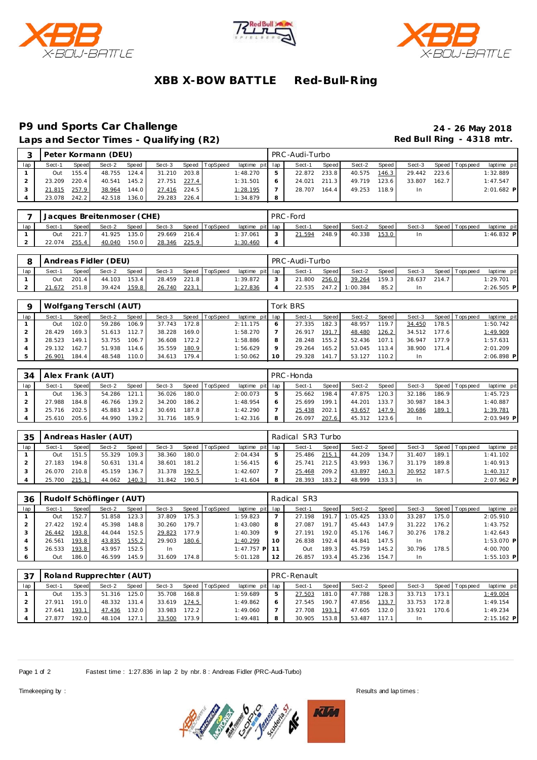# XBB X-BOW BATTLE Red-Bull-Ring

## P9 und Sports Car Challenge

**Laps and Sector Times - Qualifying (R2)**

**24 - 26 May 2018**
**Red Bull Ring - 4318 mtr.**

| 3 | Peter Kormann (DEU) | | | | | | | | PRC-Audi-Turbo | | | | | | | | |
|---|---|---|---|---|---|---|---|---|---|---|---|---|---|---|---|---|---|
| lap | Sect-1 | Speed | Sect-2 | Speed | Sect-3 | Speed | TopSpeed | laptime pit | lap | Sect-1 | Speed | Sect-2 | Speed | Sect-3 | Speed | Topspeed | laptime pit |
| 1 | Out | 155.4 | 48.755 | 124.4 | 31.210 | 203.8 | | 1:48.270 | 5 | 22.872 | 233.8 | 40.575 | 146.3 | 29.442 | 223.6 | | 1:32.889 |
| 2 | 23.209 | 220.4 | 40.541 | 145.2 | 27.751 | 227.4 | | 1:31.501 | 6 | 24.021 | 211.3 | 49.719 | 123.6 | 33.807 | 162.7 | | 1:47.547 |
| 3 | 21.815 | 257.9 | 38.964 | 144.0 | 27.416 | 224.5 | | 1:28.195 | 7 | 28.707 | 164.4 | 49.253 | 118.9 | In | | | 2:01.682 P |
| 4 | 23.078 | 242.2 | 42.518 | 136.0 | 29.283 | 226.4 | | 1:34.879 | 8 | | | | | | | | |

| 7 | Jacques Breitenmoser (CHE) | | | | | | | | PRC-Ford | | | | | | | | |
|---|---|---|---|---|---|---|---|---|---|---|---|---|---|---|---|---|---|
| lap | Sect-1 | Speed | Sect-2 | Speed | Sect-3 | Speed | TopSpeed | laptime pit | lap | Sect-1 | Speed | Sect-2 | Speed | Sect-3 | Speed | Topspeed | laptime pit |
| 1 | Out | 221.7 | 41.925 | 135.0 | 29.669 | 216.4 | | 1:37.061 | 3 | 21.594 | 248.9 | 40.338 | 153.0 | In | | | 1:46.832 P |
| 2 | 22.074 | 255.4 | 40.040 | 150.0 | 28.346 | 225.9 | | 1:30.460 | 4 | | | | | | | | |

| 8 | Andreas Fidler (DEU) | | | | | | | | PRC-Audi-Turbo | | | | | | | | |
|---|---|---|---|---|---|---|---|---|---|---|---|---|---|---|---|---|---|
| lap | Sect-1 | Speed | Sect-2 | Speed | Sect-3 | Speed | TopSpeed | laptime pit | lap | Sect-1 | Speed | Sect-2 | Speed | Sect-3 | Speed | Topspeed | laptime pit |
| 1 | Out | 201.4 | 44.103 | 153.4 | 28.459 | 221.8 | | 1:39.872 | 3 | 21.800 | 256.0 | 39.264 | 159.3 | 28.637 | 214.7 | | 1:29.701 |
| 2 | 21.672 | 251.8 | 39.424 | 159.8 | 26.740 | 223.1 | | 1:27.836 | 4 | 22.535 | 247.2 | 1:00.384 | 85.2 | In | | | 2:26.505 P |

| 9 | Wolfgang Terschl (AUT) | | | | | | | | Tork BRS | | | | | | | | |
|---|---|---|---|---|---|---|---|---|---|---|---|---|---|---|---|---|---|
| lap | Sect-1 | Speed | Sect-2 | Speed | Sect-3 | Speed | TopSpeed | laptime pit | lap | Sect-1 | Speed | Sect-2 | Speed | Sect-3 | Speed | Topspeed | laptime pit |
| 1 | Out | 102.0 | 59.286 | 106.9 | 37.743 | 172.8 | | 2:11.175 | 6 | 27.335 | 182.3 | 48.957 | 119.7 | 34.450 | 178.5 | | 1:50.742 |
| 2 | 28.429 | 169.3 | 51.613 | 112.7 | 38.228 | 169.0 | | 1:58.270 | 7 | 26.917 | 191.7 | 48.480 | 126.2 | 34.512 | 177.6 | | 1:49.909 |
| 3 | 28.523 | 149.1 | 53.755 | 106.7 | 36.608 | 172.2 | | 1:58.886 | 8 | 28.248 | 155.2 | 52.436 | 107.1 | 36.947 | 177.9 | | 1:57.631 |
| 4 | 29.132 | 162.7 | 51.938 | 114.6 | 35.559 | 180.9 | | 1:56.629 | 9 | 29.264 | 165.2 | 53.045 | 113.4 | 38.900 | 171.4 | | 2:01.209 |
| 5 | 26.901 | 184.4 | 48.548 | 110.0 | 34.613 | 179.4 | | 1:50.062 | 10 | 29.328 | 141.7 | 53.127 | 110.2 | In | | | 2:06.898 P |

| 34 | Alex Frank (AUT) | | | | | | | | PRC-Honda | | | | | | | | |
|---|---|---|---|---|---|---|---|---|---|---|---|---|---|---|---|---|---|
| lap | Sect-1 | Speed | Sect-2 | Speed | Sect-3 | Speed | TopSpeed | laptime pit | lap | Sect-1 | Speed | Sect-2 | Speed | Sect-3 | Speed | Topspeed | laptime pit |
| 1 | Out | 136.3 | 54.286 | 121.1 | 36.026 | 180.0 | | 2:00.073 | 5 | 25.662 | 198.4 | 47.875 | 120.3 | 32.186 | 186.9 | | 1:45.723 |
| 2 | 27.988 | 184.8 | 46.766 | 139.2 | 34.200 | 186.2 | | 1:48.954 | 6 | 25.699 | 199.1 | 44.201 | 133.7 | 30.987 | 184.3 | | 1:40.887 |
| 3 | 25.716 | 202.5 | 45.883 | 143.2 | 30.691 | 187.8 | | 1:42.290 | 7 | 25.438 | 202.1 | 43.657 | 147.9 | 30.686 | 189.1 | | 1:39.781 |
| 4 | 25.610 | 205.6 | 44.990 | 139.2 | 31.716 | 185.9 | | 1:42.316 | 8 | 26.097 | 207.6 | 45.312 | 123.6 | In | | | 2:03.949 P |

| 35 | Andreas Hasler (AUT) | | | | | | | | Radical SR3 Turbo | | | | | | | | |
|---|---|---|---|---|---|---|---|---|---|---|---|---|---|---|---|---|---|
| lap | Sect-1 | Speed | Sect-2 | Speed | Sect-3 | Speed | TopSpeed | laptime pit | lap | Sect-1 | Speed | Sect-2 | Speed | Sect-3 | Speed | Topspeed | laptime pit |
| 1 | Out | 151.5 | 55.329 | 109.3 | 38.360 | 180.0 | | 2:04.434 | 5 | 25.486 | 215.1 | 44.209 | 134.7 | 31.407 | 189.1 | | 1:41.102 |
| 2 | 27.183 | 194.8 | 50.631 | 131.4 | 38.601 | 181.2 | | 1:56.415 | 6 | 25.741 | 212.5 | 43.993 | 136.7 | 31.179 | 189.8 | | 1:40.913 |
| 3 | 26.070 | 210.8 | 45.159 | 136.7 | 31.378 | 192.5 | | 1:42.607 | 7 | 25.468 | 209.2 | 43.897 | 140.3 | 30.952 | 187.5 | | 1:40.317 |
| 4 | 25.700 | 215.1 | 44.062 | 140.3 | 31.842 | 190.5 | | 1:41.604 | 8 | 28.393 | 183.2 | 48.999 | 133.3 | In | | | 2:07.962 P |

| 36 | Rudolf Schöflinger (AUT) | | | | | | | | Radical SR3 | | | | | | | | |
|---|---|---|---|---|---|---|---|---|---|---|---|---|---|---|---|---|---|
| lap | Sect-1 | Speed | Sect-2 | Speed | Sect-3 | Speed | TopSpeed | laptime pit | lap | Sect-1 | Speed | Sect-2 | Speed | Sect-3 | Speed | Topspeed | laptime pit |
| 1 | Out | 152.7 | 51.858 | 123.3 | 37.809 | 175.3 | | 1:59.823 | 7 | 27.198 | 191.7 | 1:05.425 | 133.0 | 33.287 | 175.0 | | 2:05.910 |
| 2 | 27.422 | 192.4 | 45.398 | 148.8 | 30.260 | 179.7 | | 1:43.080 | 8 | 27.087 | 191.7 | 45.443 | 147.9 | 31.222 | 176.2 | | 1:43.752 |
| 3 | 26.442 | 193.8 | 44.044 | 152.5 | 29.823 | 177.9 | | 1:40.309 | 9 | 27.191 | 192.0 | 45.176 | 146.7 | 30.276 | 178.2 | | 1:42.643 |
| 4 | 26.561 | 193.8 | 43.835 | 155.2 | 29.903 | 180.6 | | 1:40.299 | 10 | 26.838 | 192.4 | 44.841 | 147.5 | In | | | 1:53.070 P |
| 5 | 26.533 | 193.8 | 43.957 | 152.5 | In | | | 1:47.757 P | 11 | Out | 189.3 | 45.759 | 145.2 | 30.796 | 178.5 | | 4:00.700 |
| 6 | Out | 186.0 | 46.599 | 145.9 | 31.609 | 174.8 | | 5:01.128 | 12 | 26.857 | 193.4 | 45.236 | 154.7 | In | | | 1:55.103 P |

| 37 | Roland Rupprechter (AUT) | | | | | | | | PRC-Renault | | | | | | | | |
|---|---|---|---|---|---|---|---|---|---|---|---|---|---|---|---|---|---|
| lap | Sect-1 | Speed | Sect-2 | Speed | Sect-3 | Speed | TopSpeed | laptime pit | lap | Sect-1 | Speed | Sect-2 | Speed | Sect-3 | Speed | Topspeed | laptime pit |
| 1 | Out | 135.3 | 51.316 | 125.0 | 35.708 | 168.8 | | 1:59.689 | 5 | 27.503 | 181.0 | 47.788 | 128.3 | 33.713 | 173.1 | | 1:49.004 |
| 2 | 27.911 | 191.0 | 48.332 | 131.4 | 33.619 | 174.5 | | 1:49.862 | 6 | 27.545 | 190.7 | 47.856 | 133.7 | 33.753 | 172.8 | | 1:49.154 |
| 3 | 27.641 | 193.1 | 47.436 | 132.0 | 33.983 | 172.2 | | 1:49.060 | 7 | 27.708 | 193.1 | 47.605 | 132.0 | 33.921 | 170.6 | | 1:49.234 |
| 4 | 27.877 | 192.0 | 48.104 | 127.1 | 33.500 | 173.9 | | 1:49.481 | 8 | 30.905 | 153.8 | 53.487 | 117.1 | In | | | 2:15.162 P |

Fastest time : 1:27.836 in lap 2 by nbr. 8 : Andreas Fidler (PRC-Audi-Turbo)

Timekeeping by :

Results and lap times :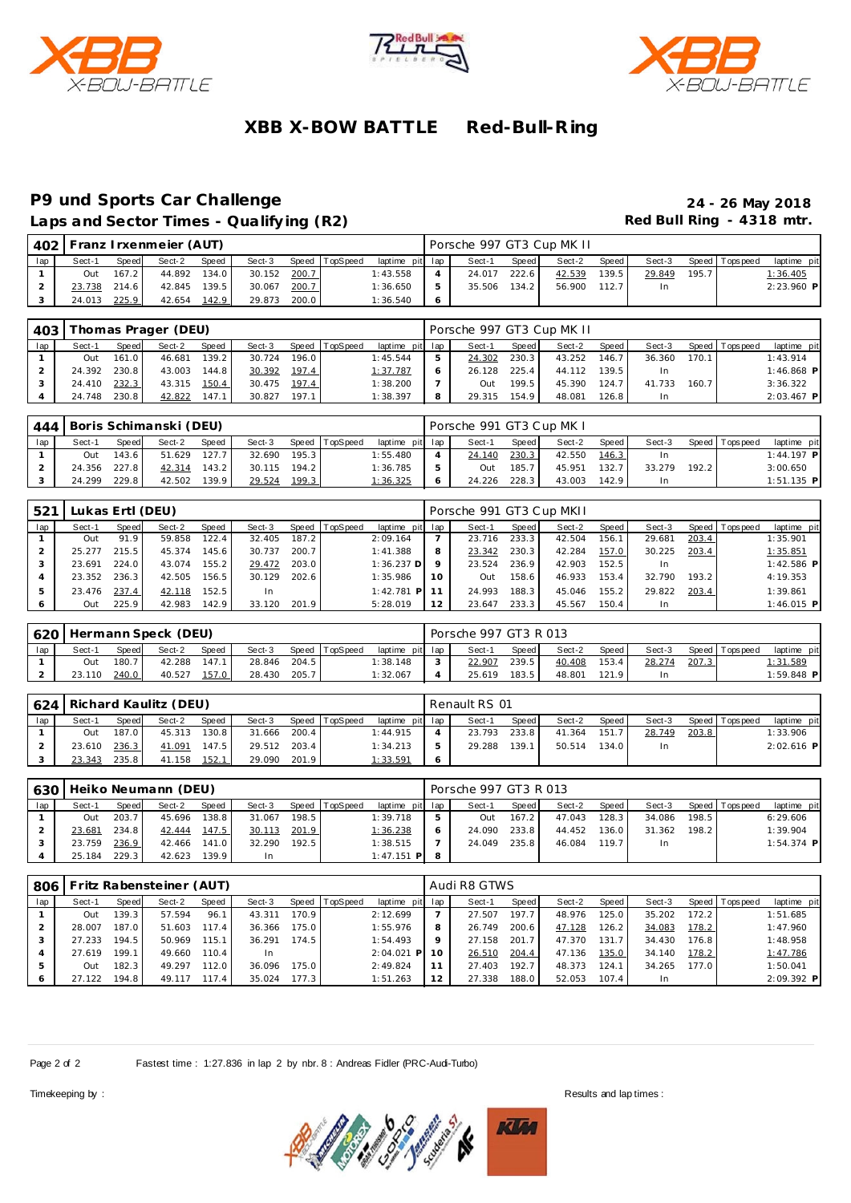# XBB X-BOW BATTLE Red-Bull-Ring

## P9 und Sports Car Challenge

**Laps and Sector Times - Qualifying (R2)**

**24 - 26 May 2018**
**Red Bull Ring - 4318 mtr.**

### 402 Franz Irxenmeier (AUT) — Porsche 997 GT3 Cup MK II

| lap | Sect-1 | Speed | Sect-2 | Speed | Sect-3 | Speed | TopSpeed | laptime pit | lap | Sect-1 | Speed | Sect-2 | Speed | Sect-3 | Speed | Topspeed | laptime pit |
|---|---|---|---|---|---|---|---|---|---|---|---|---|---|---|---|---|---|
| 1 | Out | 167.2 | 44.892 | 134.0 | 30.152 | 200.7 | | 1:43.558 | 4 | 24.017 | 222.6 | 42.539 | 139.5 | 29.849 | 195.7 | | 1:36.405 |
| 2 | 23.738 | 214.6 | 42.845 | 139.5 | 30.067 | 200.7 | | 1:36.650 | 5 | 35.506 | 134.2 | 56.900 | 112.7 | In | | | 2:23.960 P |
| 3 | 24.013 | 225.9 | 42.654 | 142.9 | 29.873 | 200.0 | | 1:36.540 | 6 | | | | | | | | |

### 403 Thomas Prager (DEU) — Porsche 997 GT3 Cup MK II

| lap | Sect-1 | Speed | Sect-2 | Speed | Sect-3 | Speed | TopSpeed | laptime pit | lap | Sect-1 | Speed | Sect-2 | Speed | Sect-3 | Speed | Topspeed | laptime pit |
|---|---|---|---|---|---|---|---|---|---|---|---|---|---|---|---|---|---|
| 1 | Out | 161.0 | 46.681 | 139.2 | 30.724 | 196.0 | | 1:45.544 | 5 | 24.302 | 230.3 | 43.252 | 146.7 | 36.360 | 170.1 | | 1:43.914 |
| 2 | 24.392 | 230.8 | 43.003 | 144.8 | 30.392 | 197.4 | | 1:37.787 | 6 | 26.128 | 225.4 | 44.112 | 139.5 | In | | | 1:46.868 P |
| 3 | 24.410 | 232.3 | 43.315 | 150.4 | 30.475 | 197.4 | | 1:38.200 | 7 | Out | 199.5 | 45.390 | 124.7 | 41.733 | 160.7 | | 3:36.322 |
| 4 | 24.748 | 230.8 | 42.822 | 147.1 | 30.827 | 197.1 | | 1:38.397 | 8 | 29.315 | 154.9 | 48.081 | 126.8 | In | | | 2:03.467 P |

### 444 Boris Schimanski (DEU) — Porsche 991 GT3 Cup MK I

| lap | Sect-1 | Speed | Sect-2 | Speed | Sect-3 | Speed | TopSpeed | laptime pit | lap | Sect-1 | Speed | Sect-2 | Speed | Sect-3 | Speed | Topspeed | laptime pit |
|---|---|---|---|---|---|---|---|---|---|---|---|---|---|---|---|---|---|
| 1 | Out | 143.6 | 51.629 | 127.7 | 32.690 | 195.3 | | 1:55.480 | 4 | 24.140 | 230.3 | 42.550 | 146.3 | In | | | 1:44.197 P |
| 2 | 24.356 | 227.8 | 42.314 | 143.2 | 30.115 | 194.2 | | 1:36.785 | 5 | Out | 185.7 | 45.951 | 132.7 | 33.279 | 192.2 | | 3:00.650 |
| 3 | 24.299 | 229.8 | 42.502 | 139.9 | 29.524 | 199.3 | | 1:36.325 | 6 | 24.226 | 228.3 | 43.003 | 142.9 | In | | | 1:51.135 P |

### 521 Lukas Ertl (DEU) — Porsche 991 GT3 Cup MKII

| lap | Sect-1 | Speed | Sect-2 | Speed | Sect-3 | Speed | TopSpeed | laptime pit | lap | Sect-1 | Speed | Sect-2 | Speed | Sect-3 | Speed | Topspeed | laptime pit |
|---|---|---|---|---|---|---|---|---|---|---|---|---|---|---|---|---|---|
| 1 | Out | 91.9 | 59.858 | 122.4 | 32.405 | 187.2 | | 2:09.164 | 7 | 23.716 | 233.3 | 42.504 | 156.1 | 29.681 | 203.4 | | 1:35.901 |
| 2 | 25.277 | 215.5 | 45.374 | 145.6 | 30.737 | 200.7 | | 1:41.388 | 8 | 23.342 | 230.3 | 42.284 | 157.0 | 30.225 | 203.4 | | 1:35.851 |
| 3 | 23.691 | 224.0 | 43.074 | 155.2 | 29.472 | 203.0 | | 1:36.237 D | 9 | 23.524 | 236.9 | 42.903 | 152.5 | In | | | 1:42.586 P |
| 4 | 23.352 | 236.3 | 42.505 | 156.5 | 30.129 | 202.6 | | 1:35.986 | 10 | Out | 158.6 | 46.933 | 153.4 | 32.790 | 193.2 | | 4:19.353 |
| 5 | 23.476 | 237.4 | 42.118 | 152.5 | In | | | 1:42.781 P | 11 | 24.993 | 188.3 | 45.046 | 155.2 | 29.822 | 203.4 | | 1:39.861 |
| 6 | Out | 225.9 | 42.983 | 142.9 | 33.120 | 201.9 | | 5:28.019 | 12 | 23.647 | 233.3 | 45.567 | 150.4 | In | | | 1:46.015 P |

### 620 Hermann Speck (DEU) — Porsche 997 GT3 R 013

| lap | Sect-1 | Speed | Sect-2 | Speed | Sect-3 | Speed | TopSpeed | laptime pit | lap | Sect-1 | Speed | Sect-2 | Speed | Sect-3 | Speed | Topspeed | laptime pit |
|---|---|---|---|---|---|---|---|---|---|---|---|---|---|---|---|---|---|
| 1 | Out | 180.7 | 42.288 | 147.1 | 28.846 | 204.5 | | 1:38.148 | 3 | 22.907 | 239.5 | 40.408 | 153.4 | 28.274 | 207.3 | | 1:31.589 |
| 2 | 23.110 | 240.0 | 40.527 | 157.0 | 28.430 | 205.7 | | 1:32.067 | 4 | 25.619 | 183.5 | 48.801 | 121.9 | In | | | 1:59.848 P |

### 624 Richard Kaulitz (DEU) — Renault RS 01

| lap | Sect-1 | Speed | Sect-2 | Speed | Sect-3 | Speed | TopSpeed | laptime pit | lap | Sect-1 | Speed | Sect-2 | Speed | Sect-3 | Speed | Topspeed | laptime pit |
|---|---|---|---|---|---|---|---|---|---|---|---|---|---|---|---|---|---|
| 1 | Out | 187.0 | 45.313 | 130.8 | 31.666 | 200.4 | | 1:44.915 | 4 | 23.793 | 233.8 | 41.364 | 151.7 | 28.749 | 203.8 | | 1:33.906 |
| 2 | 23.610 | 236.3 | 41.091 | 147.5 | 29.512 | 203.4 | | 1:34.213 | 5 | 29.288 | 139.1 | 50.514 | 134.0 | In | | | 2:02.616 P |
| 3 | 23.343 | 235.8 | 41.158 | 152.1 | 29.090 | 201.9 | | 1:33.591 | 6 | | | | | | | | |

### 630 Heiko Neumann (DEU) — Porsche 997 GT3 R 013

| lap | Sect-1 | Speed | Sect-2 | Speed | Sect-3 | Speed | TopSpeed | laptime pit | lap | Sect-1 | Speed | Sect-2 | Speed | Sect-3 | Speed | Topspeed | laptime pit |
|---|---|---|---|---|---|---|---|---|---|---|---|---|---|---|---|---|---|
| 1 | Out | 203.7 | 45.696 | 138.8 | 31.067 | 198.5 | | 1:39.718 | 5 | Out | 167.2 | 47.043 | 128.3 | 34.086 | 198.5 | | 6:29.606 |
| 2 | 23.681 | 234.8 | 42.444 | 147.5 | 30.113 | 201.9 | | 1:36.238 | 6 | 24.090 | 233.8 | 44.452 | 136.0 | 31.362 | 198.2 | | 1:39.904 |
| 3 | 23.759 | 236.9 | 42.466 | 141.0 | 32.290 | 192.5 | | 1:38.515 | 7 | 24.049 | 235.8 | 46.084 | 119.7 | In | | | 1:54.374 P |
| 4 | 25.184 | 229.3 | 42.623 | 139.9 | In | | | 1:47.151 P | 8 | | | | | | | | |

### 806 Fritz Rabensteiner (AUT) — Audi R8 GTWS

| lap | Sect-1 | Speed | Sect-2 | Speed | Sect-3 | Speed | TopSpeed | laptime pit | lap | Sect-1 | Speed | Sect-2 | Speed | Sect-3 | Speed | Topspeed | laptime pit |
|---|---|---|---|---|---|---|---|---|---|---|---|---|---|---|---|---|---|
| 1 | Out | 139.3 | 57.594 | 96.1 | 43.311 | 170.9 | | 2:12.699 | 7 | 27.507 | 197.7 | 48.976 | 125.0 | 35.202 | 172.2 | | 1:51.685 |
| 2 | 28.007 | 187.0 | 51.603 | 117.4 | 36.366 | 175.0 | | 1:55.976 | 8 | 26.749 | 200.6 | 47.128 | 126.2 | 34.083 | 178.2 | | 1:47.960 |
| 3 | 27.233 | 194.5 | 50.969 | 115.1 | 36.291 | 174.5 | | 1:54.493 | 9 | 27.158 | 201.7 | 47.370 | 131.7 | 34.430 | 176.8 | | 1:48.958 |
| 4 | 27.619 | 199.1 | 49.660 | 110.4 | In | | | 2:04.021 P | 10 | 26.510 | 204.4 | 47.136 | 135.0 | 34.140 | 178.2 | | 1:47.786 |
| 5 | Out | 182.3 | 49.297 | 112.0 | 36.096 | 175.0 | | 2:49.824 | 11 | 27.403 | 192.7 | 48.373 | 124.1 | 34.265 | 177.0 | | 1:50.041 |
| 6 | 27.122 | 194.8 | 49.117 | 117.4 | 35.024 | 177.3 | | 1:51.263 | 12 | 27.338 | 188.0 | 52.053 | 107.4 | In | | | 2:09.392 P |

Fastest time : 1:27.836 in lap 2 by nbr. 8 : Andreas Fidler (PRC-Audi-Turbo)

Timekeeping by :

Results and lap times :